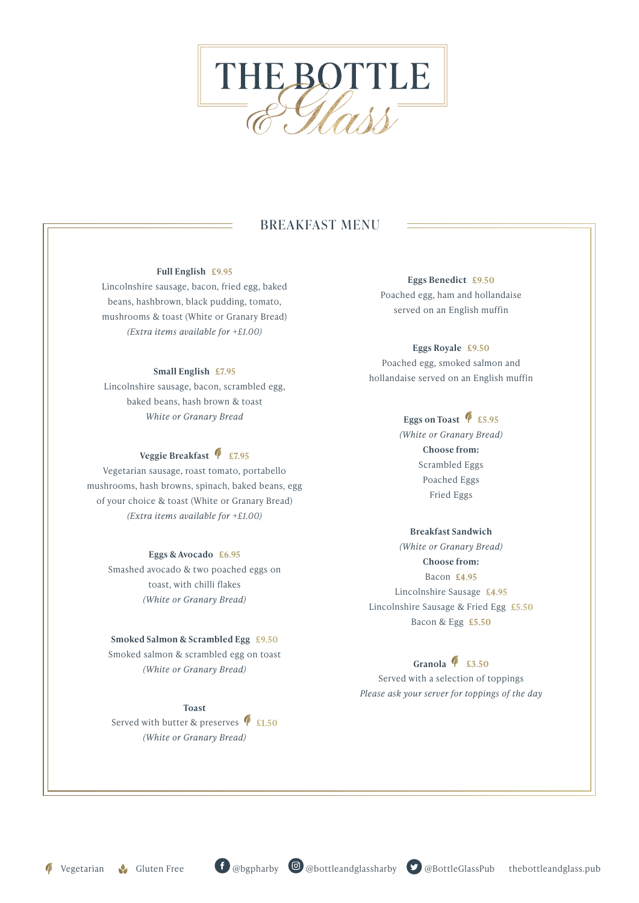# THE BOTTLE & Glass

## BREAKFAST MENU

**Full English** £9.95
Lincolnshire sausage, bacon, fried egg, baked beans, hashbrown, black pudding, tomato, mushrooms & toast (White or Granary Bread)
*(Extra items available for +£1.00)*

**Small English** £7.95
Lincolnshire sausage, bacon, scrambled egg, baked beans, hash brown & toast
*White or Granary Bread*

**Veggie Breakfast** (V) £7.95
Vegetarian sausage, roast tomato, portabello mushrooms, hash browns, spinach, baked beans, egg of your choice & toast (White or Granary Bread)
*(Extra items available for +£1.00)*

**Eggs & Avocado** £6.95
Smashed avocado & two poached eggs on toast, with chilli flakes
*(White or Granary Bread)*

**Smoked Salmon & Scrambled Egg** £9.50
Smoked salmon & scrambled egg on toast
*(White or Granary Bread)*

**Toast**
Served with butter & preserves (V) £1.50
*(White or Granary Bread)*

**Eggs Benedict** £9.50
Poached egg, ham and hollandaise served on an English muffin

**Eggs Royale** £9.50
Poached egg, smoked salmon and hollandaise served on an English muffin

**Eggs on Toast** (V) £5.95
*(White or Granary Bread)*
**Choose from:**
Scrambled Eggs
Poached Eggs
Fried Eggs

**Breakfast Sandwich**
*(White or Granary Bread)*
**Choose from:**
Bacon £4.95
Lincolnshire Sausage £4.95
Lincolnshire Sausage & Fried Egg £5.50
Bacon & Egg £5.50

**Granola** (V) £3.50
Served with a selection of toppings
*Please ask your server for toppings of the day*

(V) Vegetarian (GF) Gluten Free

@bgpharby @bottleandglassharby @BottleGlassPub thebottleandglass.pub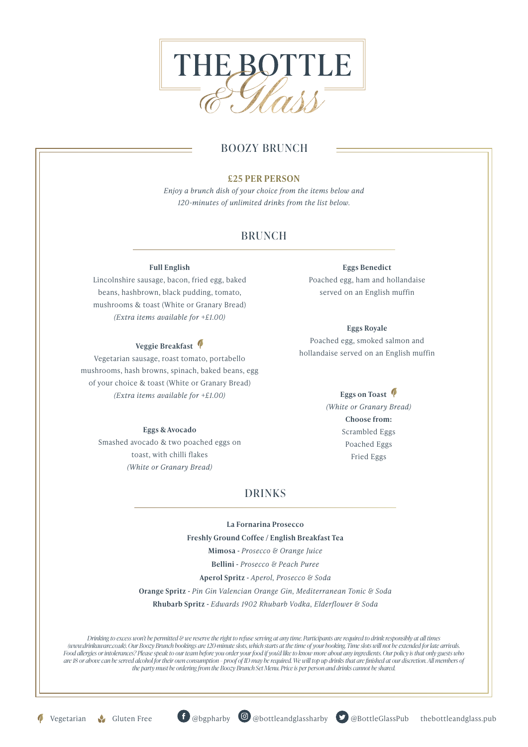# THE BOTTLE & Glass

## BOOZY BRUNCH

**£25 PER PERSON**

*Enjoy a brunch dish of your choice from the items below and 120-minutes of unlimited drinks from the list below.*

## BRUNCH

**Full English**
Lincolnshire sausage, bacon, fried egg, baked beans, hashbrown, black pudding, tomato, mushrooms & toast (White or Granary Bread)
*(Extra items available for +£1.00)*

**Veggie Breakfast** (Vegetarian)
Vegetarian sausage, roast tomato, portabello mushrooms, hash browns, spinach, baked beans, egg of your choice & toast (White or Granary Bread)
*(Extra items available for +£1.00)*

**Eggs & Avocado**
Smashed avocado & two poached eggs on toast, with chilli flakes
*(White or Granary Bread)*

**Eggs Benedict**
Poached egg, ham and hollandaise served on an English muffin

**Eggs Royale**
Poached egg, smoked salmon and hollandaise served on an English muffin

**Eggs on Toast** (Vegetarian)
*(White or Granary Bread)*
**Choose from:**
Scrambled Eggs
Poached Eggs
Fried Eggs

## DRINKS

**La Fornarina Prosecco**

**Freshly Ground Coffee / English Breakfast Tea**

**Mimosa** - *Prosecco & Orange Juice*

**Bellini** - *Prosecco & Peach Puree*

**Aperol Spritz** - *Aperol, Prosecco & Soda*

**Orange Spritz** - *Pin Gin Valencian Orange Gin, Mediterranean Tonic & Soda*

**Rhubarb Spritz** - *Edwards 1902 Rhubarb Vodka, Elderflower & Soda*

*Drinking to excess won't be permitted & we reserve the right to refuse serving at any time. Participants are required to drink responsibly at all times (www.drinkaware.co.uk). Our Boozy Brunch bookings are 120-minute slots, which starts at the time of your booking. Time slots will not be extended for late arrivals. Food allergies or intolerances? Please speak to our team before you order your food if you'd like to know more about any ingredients. Our policy is that only guests who are 18 or above can be served alcohol for their own consumption – proof of ID may be required. We will top up drinks that are finished at our discretion. All members of the party must be ordering from the Boozy Brunch Set Menu. Price is per person and drinks cannot be shared.*

Vegetarian   Gluten Free   @bgpharby   @bottleandglassharby   @BottleGlassPub   thebottleandglass.pub